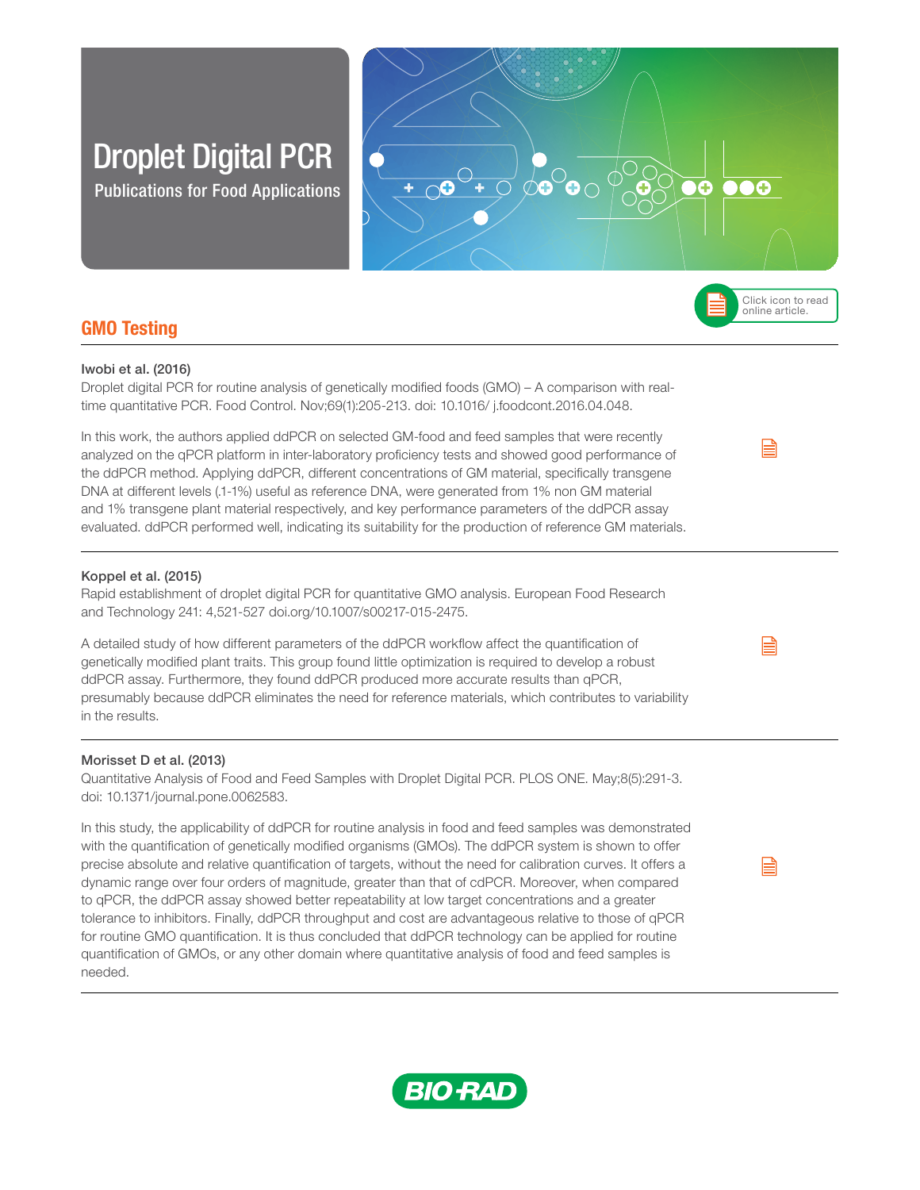# Droplet Digital PCR

Publications for Food Applications

Click icon to read online article.

## GMO Testing

**Iwobi et al. (2016)**

Droplet digital PCR for routine analysis of genetically modified foods (GMO) – A comparison with real-time quantitative PCR. Food Control. Nov;69(1):205-213. doi: 10.1016/ j.foodcont.2016.04.048.

In this work, the authors applied ddPCR on selected GM-food and feed samples that were recently analyzed on the qPCR platform in inter-laboratory proficiency tests and showed good performance of the ddPCR method. Applying ddPCR, different concentrations of GM material, specifically transgene DNA at different levels (.1-1%) useful as reference DNA, were generated from 1% non GM material and 1% transgene plant material respectively, and key performance parameters of the ddPCR assay evaluated. ddPCR performed well, indicating its suitability for the production of reference GM materials.

**Koppel et al. (2015)**

Rapid establishment of droplet digital PCR for quantitative GMO analysis. European Food Research and Technology 241: 4,521-527 doi.org/10.1007/s00217-015-2475.

A detailed study of how different parameters of the ddPCR workflow affect the quantification of genetically modified plant traits. This group found little optimization is required to develop a robust ddPCR assay. Furthermore, they found ddPCR produced more accurate results than qPCR, presumably because ddPCR eliminates the need for reference materials, which contributes to variability in the results.

**Morisset D et al. (2013)**

Quantitative Analysis of Food and Feed Samples with Droplet Digital PCR. PLOS ONE. May;8(5):291-3. doi: 10.1371/journal.pone.0062583.

In this study, the applicability of ddPCR for routine analysis in food and feed samples was demonstrated with the quantification of genetically modified organisms (GMOs). The ddPCR system is shown to offer precise absolute and relative quantification of targets, without the need for calibration curves. It offers a dynamic range over four orders of magnitude, greater than that of cdPCR. Moreover, when compared to qPCR, the ddPCR assay showed better repeatability at low target concentrations and a greater tolerance to inhibitors. Finally, ddPCR throughput and cost are advantageous relative to those of qPCR for routine GMO quantification. It is thus concluded that ddPCR technology can be applied for routine quantification of GMOs, or any other domain where quantitative analysis of food and feed samples is needed.

BIO-RAD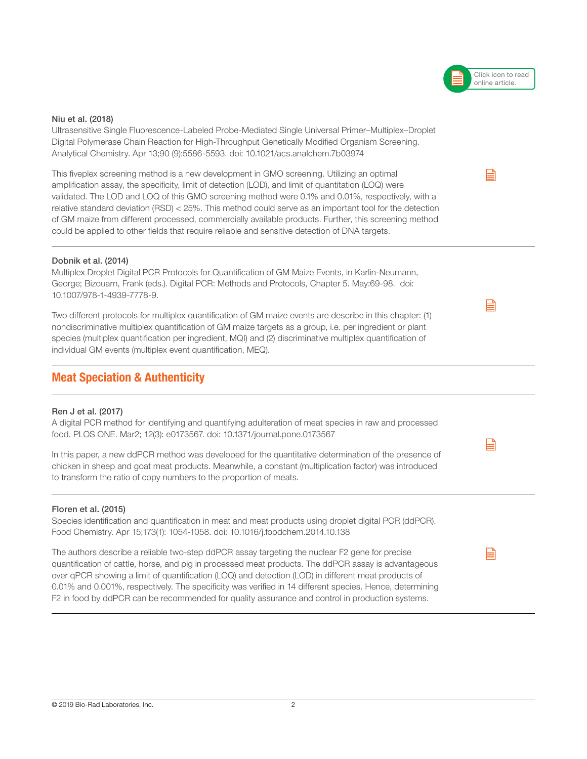Click icon to read online article.

**Niu et al. (2018)**
Ultrasensitive Single Fluorescence-Labeled Probe-Mediated Single Universal Primer–Multiplex–Droplet Digital Polymerase Chain Reaction for High-Throughput Genetically Modified Organism Screening. Analytical Chemistry. Apr 13;90 (9):5586-5593. doi: 10.1021/acs.analchem.7b03974

This fiveplex screening method is a new development in GMO screening. Utilizing an optimal amplification assay, the specificity, limit of detection (LOD), and limit of quantitation (LOQ) were validated. The LOD and LOQ of this GMO screening method were 0.1% and 0.01%, respectively, with a relative standard deviation (RSD) < 25%. This method could serve as an important tool for the detection of GM maize from different processed, commercially available products. Further, this screening method could be applied to other fields that require reliable and sensitive detection of DNA targets.

---

**Dobnik et al. (2014)**
Multiplex Droplet Digital PCR Protocols for Quantification of GM Maize Events, in Karlin-Neumann, George; Bizouarn, Frank (eds.). Digital PCR: Methods and Protocols, Chapter 5. May:69-98. doi: 10.1007/978-1-4939-7778-9.

Two different protocols for multiplex quantification of GM maize events are describe in this chapter: (1) nondiscriminative multiplex quantification of GM maize targets as a group, i.e. per ingredient or plant species (multiplex quantification per ingredient, MQI) and (2) discriminative multiplex quantification of individual GM events (multiplex event quantification, MEQ).

---

## Meat Speciation & Authenticity

---

**Ren J et al. (2017)**
A digital PCR method for identifying and quantifying adulteration of meat species in raw and processed food. PLOS ONE. Mar2; 12(3): e0173567. doi: 10.1371/journal.pone.0173567

In this paper, a new ddPCR method was developed for the quantitative determination of the presence of chicken in sheep and goat meat products. Meanwhile, a constant (multiplication factor) was introduced to transform the ratio of copy numbers to the proportion of meats.

---

**Floren et al. (2015)**
Species identification and quantification in meat and meat products using droplet digital PCR (ddPCR). Food Chemistry. Apr 15;173(1): 1054-1058. doi: 10.1016/j.foodchem.2014.10.138

The authors describe a reliable two-step ddPCR assay targeting the nuclear F2 gene for precise quantification of cattle, horse, and pig in processed meat products. The ddPCR assay is advantageous over qPCR showing a limit of quantification (LOQ) and detection (LOD) in different meat products of 0.01% and 0.001%, respectively. The specificity was verified in 14 different species. Hence, determining F2 in food by ddPCR can be recommended for quality assurance and control in production systems.

---

© 2019 Bio-Rad Laboratories, Inc.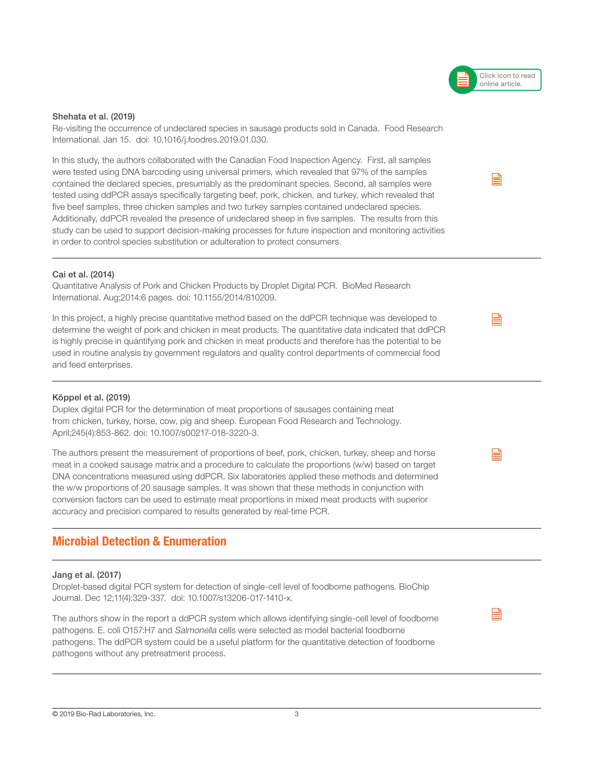Click icon to read online article.

**Shehata et al. (2019)**
Re-visiting the occurrence of undeclared species in sausage products sold in Canada. Food Research International. Jan 15. doi: 10.1016/j.foodres.2019.01.030.

In this study, the authors collaborated with the Canadian Food Inspection Agency. First, all samples were tested using DNA barcoding using universal primers, which revealed that 97% of the samples contained the declared species, presumably as the predominant species. Second, all samples were tested using ddPCR assays specifically targeting beef, pork, chicken, and turkey, which revealed that five beef samples, three chicken samples and two turkey samples contained undeclared species. Additionally, ddPCR revealed the presence of undeclared sheep in five samples. The results from this study can be used to support decision-making processes for future inspection and monitoring activities in order to control species substitution or adulteration to protect consumers.

---

**Cai et al. (2014)**
Quantitative Analysis of Pork and Chicken Products by Droplet Digital PCR. BioMed Research International. Aug;2014:6 pages. doi: 10.1155/2014/810209.

In this project, a highly precise quantitative method based on the ddPCR technique was developed to determine the weight of pork and chicken in meat products. The quantitative data indicated that ddPCR is highly precise in quantifying pork and chicken in meat products and therefore has the potential to be used in routine analysis by government regulators and quality control departments of commercial food and feed enterprises.

---

**Köppel et al. (2019)**
Duplex digital PCR for the determination of meat proportions of sausages containing meat from chicken, turkey, horse, cow, pig and sheep. European Food Research and Technology. April;245(4):853-862. doi: 10.1007/s00217-018-3220-3.

The authors present the measurement of proportions of beef, pork, chicken, turkey, sheep and horse meat in a cooked sausage matrix and a procedure to calculate the proportions (w/w) based on target DNA concentrations measured using ddPCR. Six laboratories applied these methods and determined the w/w proportions of 20 sausage samples. It was shown that these methods in conjunction with conversion factors can be used to estimate meat proportions in mixed meat products with superior accuracy and precision compared to results generated by real-time PCR.

---

## Microbial Detection & Enumeration

---

**Jang et al. (2017)**
Droplet-based digital PCR system for detection of single-cell level of foodborne pathogens. BioChip Journal. Dec 12;11(4):329-337. doi: 10.1007/s13206-017-1410-x.

The authors show in the report a ddPCR system which allows identifying single-cell level of foodborne pathogens. E. coli O157:H7 and *Salmonella* cells were selected as model bacterial foodborne pathogens. The ddPCR system could be a useful platform for the quantitative detection of foodborne pathogens without any pretreatment process.

---

© 2019 Bio-Rad Laboratories, Inc.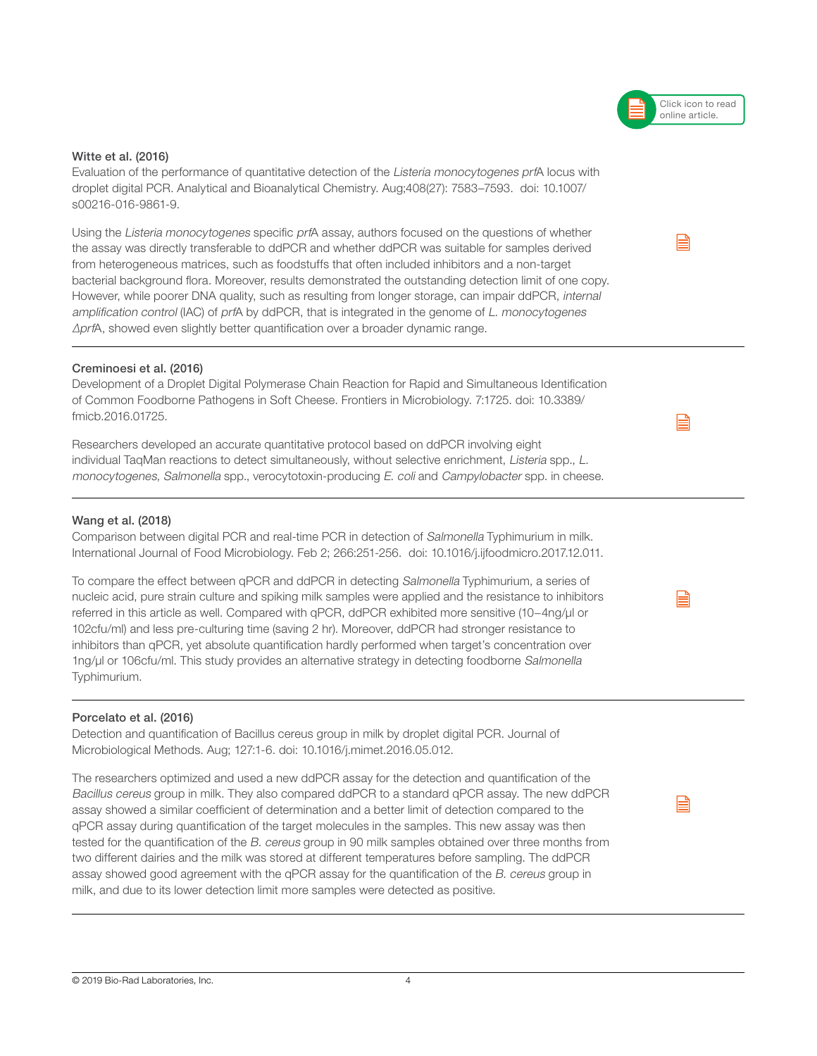Click icon to read online article.

**Witte et al. (2016)**

Evaluation of the performance of quantitative detection of the *Listeria monocytogenes prf*A locus with droplet digital PCR. Analytical and Bioanalytical Chemistry. Aug;408(27): 7583–7593. doi: 10.1007/s00216-016-9861-9.

Using the *Listeria monocytogenes* specific *prf*A assay, authors focused on the questions of whether the assay was directly transferable to ddPCR and whether ddPCR was suitable for samples derived from heterogeneous matrices, such as foodstuffs that often included inhibitors and a non-target bacterial background flora. Moreover, results demonstrated the outstanding detection limit of one copy. However, while poorer DNA quality, such as resulting from longer storage, can impair ddPCR, *internal amplification control* (IAC) of *prf*A by ddPCR, that is integrated in the genome of *L. monocytogenes ΔprfA*, showed even slightly better quantification over a broader dynamic range.

---

**Creminoesi et al. (2016)**

Development of a Droplet Digital Polymerase Chain Reaction for Rapid and Simultaneous Identification of Common Foodborne Pathogens in Soft Cheese. Frontiers in Microbiology. 7:1725. doi: 10.3389/fmicb.2016.01725.

Researchers developed an accurate quantitative protocol based on ddPCR involving eight individual TaqMan reactions to detect simultaneously, without selective enrichment, *Listeria* spp., *L. monocytogenes, Salmonella* spp., verocytotoxin-producing *E. coli* and *Campylobacter* spp. in cheese.

---

**Wang et al. (2018)**

Comparison between digital PCR and real-time PCR in detection of *Salmonella* Typhimurium in milk. International Journal of Food Microbiology. Feb 2; 266:251-256. doi: 10.1016/j.ijfoodmicro.2017.12.011.

To compare the effect between qPCR and ddPCR in detecting *Salmonella* Typhimurium, a series of nucleic acid, pure strain culture and spiking milk samples were applied and the resistance to inhibitors referred in this article as well. Compared with qPCR, ddPCR exhibited more sensitive (10–4ng/µl or 102cfu/ml) and less pre-culturing time (saving 2 hr). Moreover, ddPCR had stronger resistance to inhibitors than qPCR, yet absolute quantification hardly performed when target's concentration over 1ng/µl or 106cfu/ml. This study provides an alternative strategy in detecting foodborne *Salmonella* Typhimurium.

---

**Porcelato et al. (2016)**

Detection and quantification of Bacillus cereus group in milk by droplet digital PCR. Journal of Microbiological Methods. Aug; 127:1-6. doi: 10.1016/j.mimet.2016.05.012.

The researchers optimized and used a new ddPCR assay for the detection and quantification of the *Bacillus cereus* group in milk. They also compared ddPCR to a standard qPCR assay. The new ddPCR assay showed a similar coefficient of determination and a better limit of detection compared to the qPCR assay during quantification of the target molecules in the samples. This new assay was then tested for the quantification of the *B. cereus* group in 90 milk samples obtained over three months from two different dairies and the milk was stored at different temperatures before sampling. The ddPCR assay showed good agreement with the qPCR assay for the quantification of the *B. cereus* group in milk, and due to its lower detection limit more samples were detected as positive.

---

© 2019 Bio-Rad Laboratories, Inc.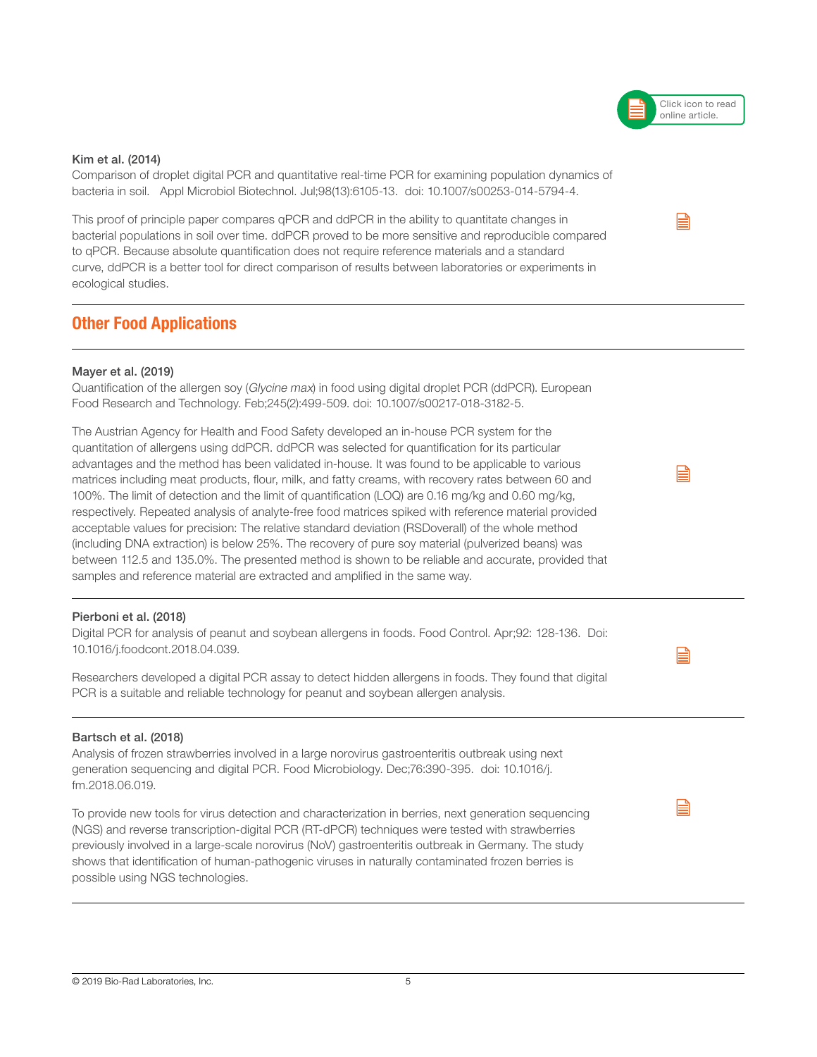**Kim et al. (2014)**
Comparison of droplet digital PCR and quantitative real-time PCR for examining population dynamics of bacteria in soil. Appl Microbiol Biotechnol. Jul;98(13):6105-13. doi: 10.1007/s00253-014-5794-4.

This proof of principle paper compares qPCR and ddPCR in the ability to quantitate changes in bacterial populations in soil over time. ddPCR proved to be more sensitive and reproducible compared to qPCR. Because absolute quantification does not require reference materials and a standard curve, ddPCR is a better tool for direct comparison of results between laboratories or experiments in ecological studies.

## Other Food Applications

**Mayer et al. (2019)**
Quantification of the allergen soy (*Glycine max*) in food using digital droplet PCR (ddPCR). European Food Research and Technology. Feb;245(2):499-509. doi: 10.1007/s00217-018-3182-5.

The Austrian Agency for Health and Food Safety developed an in-house PCR system for the quantitation of allergens using ddPCR. ddPCR was selected for quantification for its particular advantages and the method has been validated in-house. It was found to be applicable to various matrices including meat products, flour, milk, and fatty creams, with recovery rates between 60 and 100%. The limit of detection and the limit of quantification (LOQ) are 0.16 mg/kg and 0.60 mg/kg, respectively. Repeated analysis of analyte-free food matrices spiked with reference material provided acceptable values for precision: The relative standard deviation (RSDoverall) of the whole method (including DNA extraction) is below 25%. The recovery of pure soy material (pulverized beans) was between 112.5 and 135.0%. The presented method is shown to be reliable and accurate, provided that samples and reference material are extracted and amplified in the same way.

**Pierboni et al. (2018)**
Digital PCR for analysis of peanut and soybean allergens in foods. Food Control. Apr;92: 128-136. Doi: 10.1016/j.foodcont.2018.04.039.

Researchers developed a digital PCR assay to detect hidden allergens in foods. They found that digital PCR is a suitable and reliable technology for peanut and soybean allergen analysis.

**Bartsch et al. (2018)**
Analysis of frozen strawberries involved in a large norovirus gastroenteritis outbreak using next generation sequencing and digital PCR. Food Microbiology. Dec;76:390-395. doi: 10.1016/j.fm.2018.06.019.

To provide new tools for virus detection and characterization in berries, next generation sequencing (NGS) and reverse transcription-digital PCR (RT-dPCR) techniques were tested with strawberries previously involved in a large-scale norovirus (NoV) gastroenteritis outbreak in Germany. The study shows that identification of human-pathogenic viruses in naturally contaminated frozen berries is possible using NGS technologies.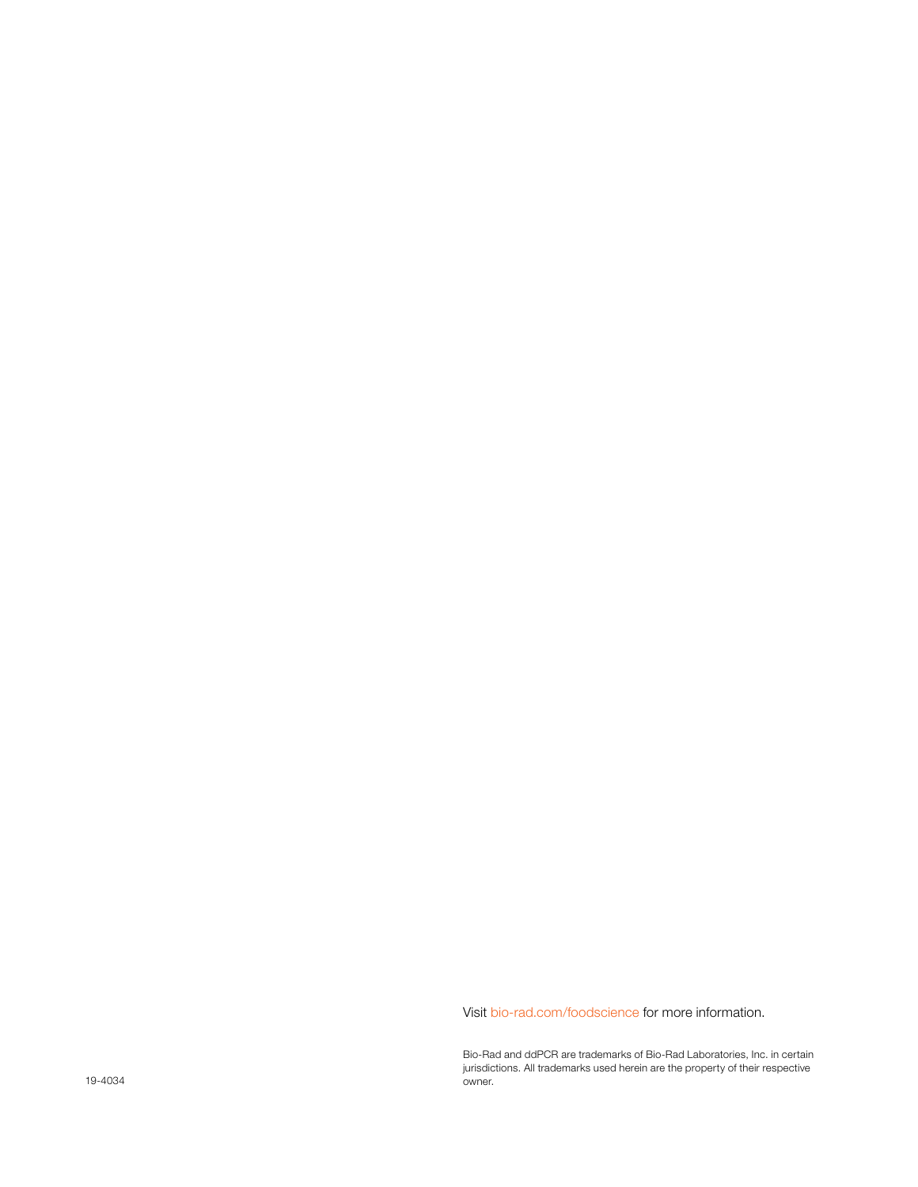Visit bio-rad.com/foodscience for more information.

Bio-Rad and ddPCR are trademarks of Bio-Rad Laboratories, Inc. in certain jurisdictions. All trademarks used herein are the property of their respective owner.

19-4034